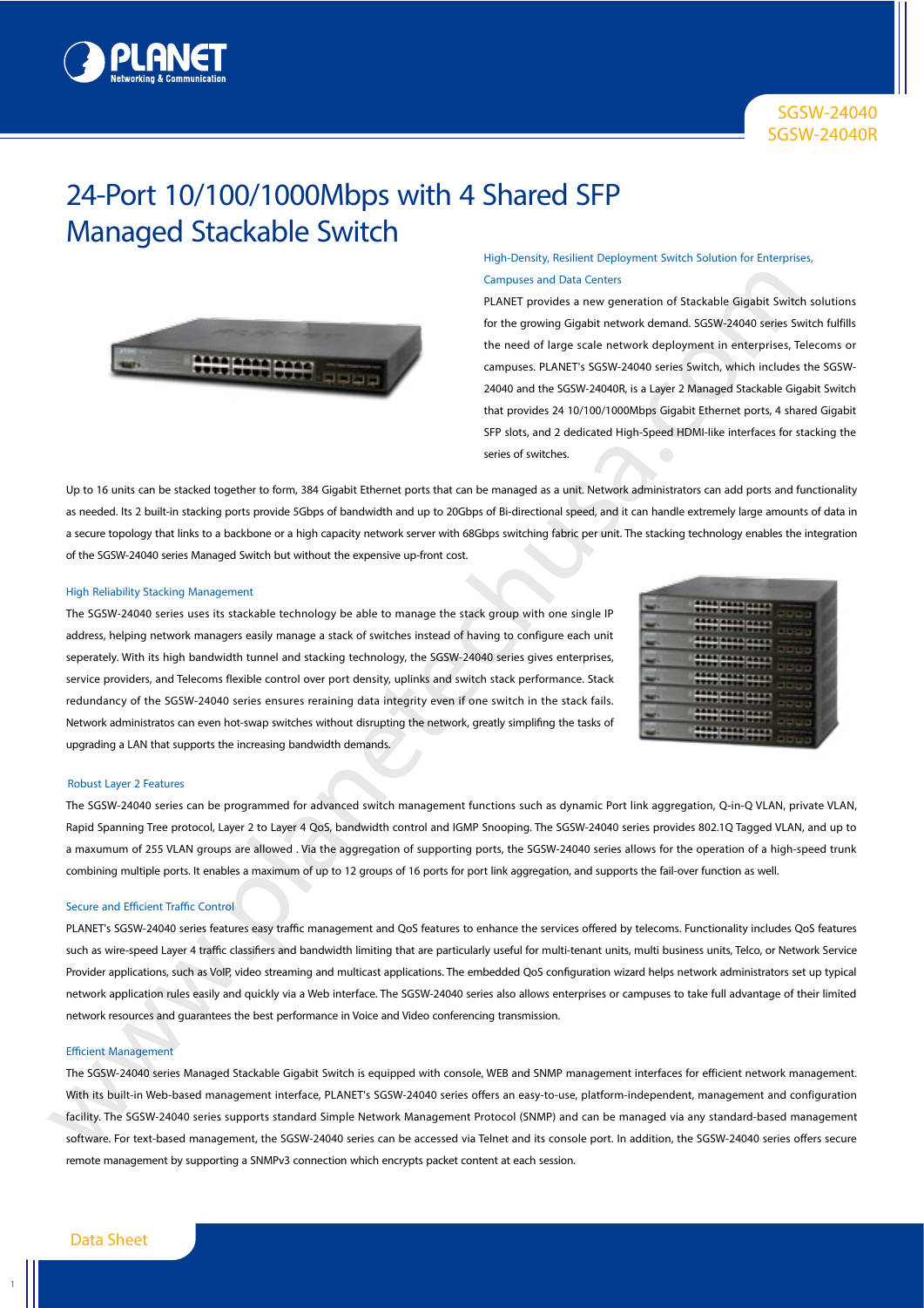# 24-Port 10/100/1000Mbps with 4 Shared SFP Managed Stackable Switch

SGSW-24040
SGSW-24040R

### High-Density, Resilient Deployment Switch Solution for Enterprises, Campuses and Data Centers

PLANET provides a new generation of Stackable Gigabit Switch solutions for the growing Gigabit network demand. SGSW-24040 series Switch fulfills the need of large scale network deployment in enterprises, Telecoms or campuses. PLANET's SGSW-24040 series Switch, which includes the SGSW-24040 and the SGSW-24040R, is a Layer 2 Managed Stackable Gigabit Switch that provides 24 10/100/1000Mbps Gigabit Ethernet ports, 4 shared Gigabit SFP slots, and 2 dedicated High-Speed HDMI-like interfaces for stacking the series of switches.

Up to 16 units can be stacked together to form, 384 Gigabit Ethernet ports that can be managed as a unit. Network administrators can add ports and functionality as needed. Its 2 built-in stacking ports provide 5Gbps of bandwidth and up to 20Gbps of Bi-directional speed, and it can handle extremely large amounts of data in a secure topology that links to a backbone or a high capacity network server with 68Gbps switching fabric per unit. The stacking technology enables the integration of the SGSW-24040 series Managed Switch but without the expensive up-front cost.

### High Reliability Stacking Management

The SGSW-24040 series uses its stackable technology be able to manage the stack group with one single IP address, helping network managers easily manage a stack of switches instead of having to configure each unit seperately. With its high bandwidth tunnel and stacking technology, the SGSW-24040 series gives enterprises, service providers, and Telecoms flexible control over port density, uplinks and switch stack performance. Stack redundancy of the SGSW-24040 series ensures reraining data integrity even if one switch in the stack fails. Network administratos can even hot-swap switches without disrupting the network, greatly simplifing the tasks of upgrading a LAN that supports the increasing bandwidth demands.

### Robust Layer 2 Features

The SGSW-24040 series can be programmed for advanced switch management functions such as dynamic Port link aggregation, Q-in-Q VLAN, private VLAN, Rapid Spanning Tree protocol, Layer 2 to Layer 4 QoS, bandwidth control and IGMP Snooping. The SGSW-24040 series provides 802.1Q Tagged VLAN, and up to a maxumum of 255 VLAN groups are allowed . Via the aggregation of supporting ports, the SGSW-24040 series allows for the operation of a high-speed trunk combining multiple ports. It enables a maximum of up to 12 groups of 16 ports for port link aggregation, and supports the fail-over function as well.

### Secure and Efficient Traffic Control

PLANET's SGSW-24040 series features easy traffic management and QoS features to enhance the services offered by telecoms. Functionality includes QoS features such as wire-speed Layer 4 traffic classifiers and bandwidth limiting that are particularly useful for multi-tenant units, multi business units, Telco, or Network Service Provider applications, such as VoIP, video streaming and multicast applications. The embedded QoS configuration wizard helps network administrators set up typical network application rules easily and quickly via a Web interface. The SGSW-24040 series also allows enterprises or campuses to take full advantage of their limited network resources and guarantees the best performance in Voice and Video conferencing transmission.

### Efficient Management

The SGSW-24040 series Managed Stackable Gigabit Switch is equipped with console, WEB and SNMP management interfaces for efficient network management. With its built-in Web-based management interface, PLANET's SGSW-24040 series offers an easy-to-use, platform-independent, management and configuration facility. The SGSW-24040 series supports standard Simple Network Management Protocol (SNMP) and can be managed via any standard-based management software. For text-based management, the SGSW-24040 series can be accessed via Telnet and its console port. In addition, the SGSW-24040 series offers secure remote management by supporting a SNMPv3 connection which encrypts packet content at each session.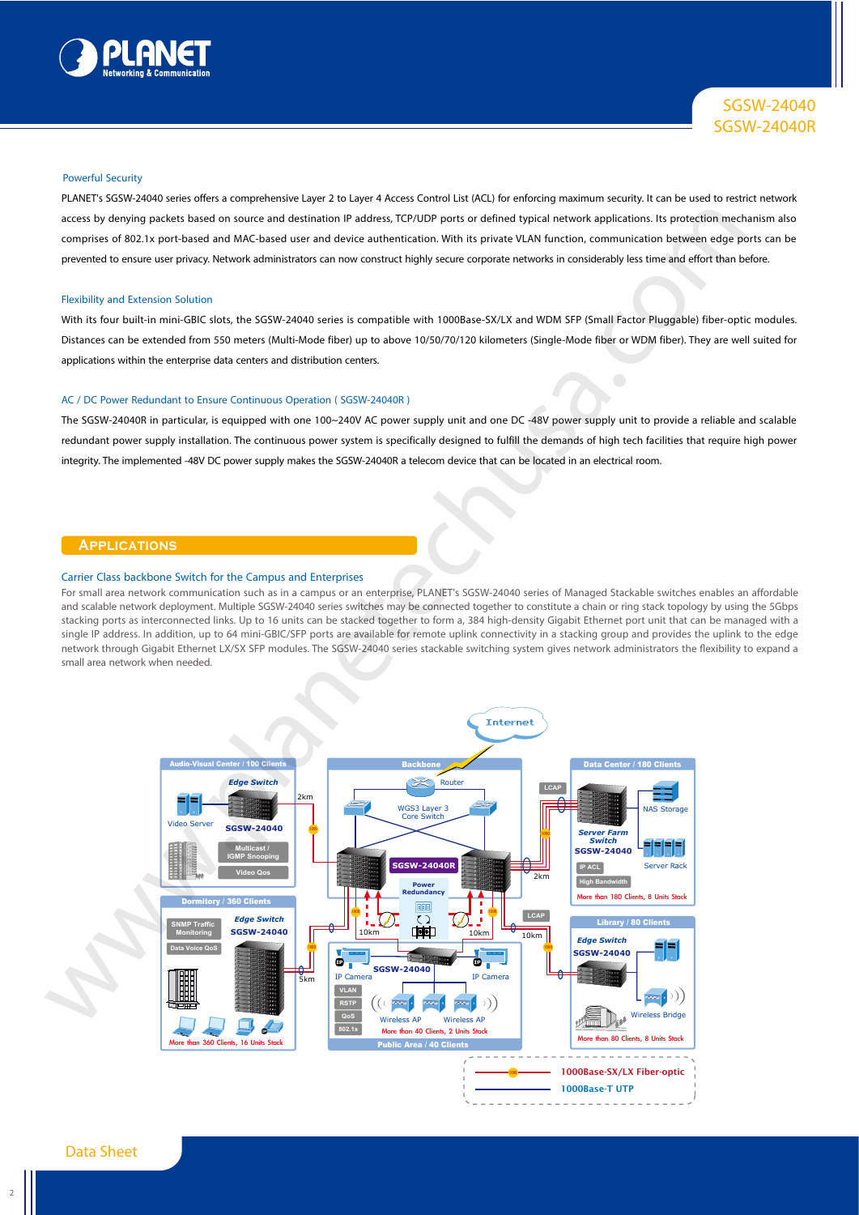### Powerful Security

PLANET's SGSW-24040 series offers a comprehensive Layer 2 to Layer 4 Access Control List (ACL) for enforcing maximum security. It can be used to restrict network access by denying packets based on source and destination IP address, TCP/UDP ports or defined typical network applications. Its protection mechanism also comprises of 802.1x port-based and MAC-based user and device authentication. With its private VLAN function, communication between edge ports can be prevented to ensure user privacy. Network administrators can now construct highly secure corporate networks in considerably less time and effort than before.

### Flexibility and Extension Solution

With its four built-in mini-GBIC slots, the SGSW-24040 series is compatible with 1000Base-SX/LX and WDM SFP (Small Factor Pluggable) fiber-optic modules. Distances can be extended from 550 meters (Multi-Mode fiber) up to above 10/50/70/120 kilometers (Single-Mode fiber or WDM fiber). They are well suited for applications within the enterprise data centers and distribution centers.

### AC / DC Power Redundant to Ensure Continuous Operation ( SGSW-24040R )

The SGSW-24040R in particular, is equipped with one 100~240V AC power supply unit and one DC -48V power supply unit to provide a reliable and scalable redundant power supply installation. The continuous power system is specifically designed to fulfill the demands of high tech facilities that require high power integrity. The implemented -48V DC power supply makes the SGSW-24040R a telecom device that can be located in an electrical room.

## Applications

### Carrier Class backbone Switch for the Campus and Enterprises

For small area network communication such as in a campus or an enterprise, PLANET's SGSW-24040 series of Managed Stackable switches enables an affordable and scalable network deployment. Multiple SGSW-24040 series switches may be connected together to constitute a chain or ring stack topology by using the 5Gbps stacking ports as interconnected links. Up to 16 units can be stacked together to form a, 384 high-density Gigabit Ethernet port unit that can be managed with a single IP address. In addition, up to 64 mini-GBIC/SFP ports are available for remote uplink connectivity in a stacking group and provides the uplink to the edge network through Gigabit Ethernet LX/SX SFP modules. The SGSW-24040 series stackable switching system gives network administrators the flexibility to expand a small area network when needed.

Internet

Audio-Visual Center / 100 Clients: Edge Switch SGSW-24040, Video Server, Multicast / IGMP Snooping, Video Qos, 2km

Backbone: Router, WGS3 Layer 3 Core Switch, SGSW-24040R, Power Redundancy, 10km, 10km, 2km

Data Center / 180 Clients: LCAP, NAS Storage, Server Farm Switch SGSW-24040, Server Rack, IP ACL, High Bandwidth, More than 180 Clients, 8 Units Stack

Dormitory / 360 Clients: SNMP Traffic Monitoring, Edge Switch SGSW-24040, Data Voice QoS, 5km, More than 360 Clients, 16 Units Stack

Public Area / 40 Clients: SGSW-24040, IP Camera, IP Camera, VLAN, RSTP, QoS, 802.1x, Wireless AP, Wireless AP, More than 40 Clients, 2 Units Stack

Library / 80 Clients: LCAP, 10km, Edge Switch SGSW-24040, Wireless Bridge, More than 80 Clients, 8 Units Stack

1000Base-SX/LX Fiber-optic
1000Base-T UTP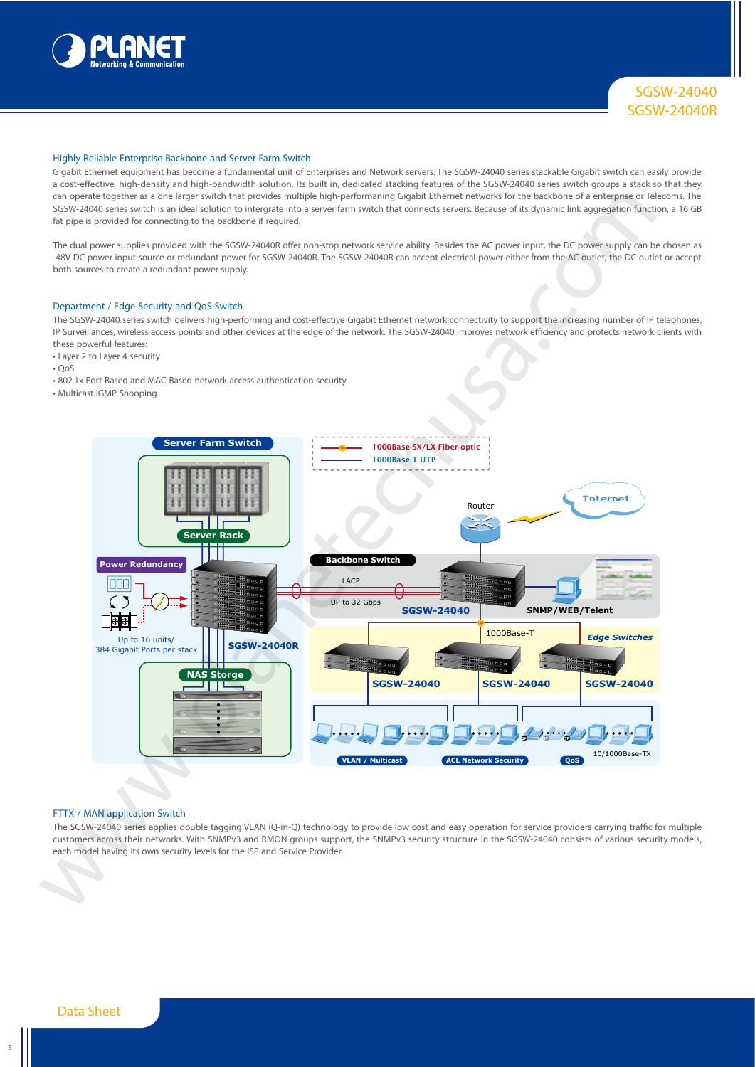## Highly Reliable Enterprise Backbone and Server Farm Switch

Gigabit Ethernet equipment has become a fundamental unit of Enterprises and Network servers. The SGSW-24040 series stackable Gigabit switch can easily provide a cost-effective, high-density and high-bandwidth solution. Its built in, dedicated stacking features of the SGSW-24040 series switch groups a stack so that they can operate together as a one larger switch that provides multiple high-performaning Gigabit Ethernet networks for the backbone of a enterprise or Telecoms. The SGSW-24040 series switch is an ideal solution to intergrate into a server farm switch that connects servers. Because of its dynamic link aggregation function, a 16 GB fat pipe is provided for connecting to the backbone if required.

The dual power supplies provided with the SGSW-24040R offer non-stop network service ability. Besides the AC power input, the DC power supply can be chosen as -48V DC power input source or redundant power for SGSW-24040R. The SGSW-24040R can accept electrical power either from the AC outlet, the DC outlet or accept both sources to create a redundant power supply.

## Department / Edge Security and QoS Switch

The SGSW-24040 series switch delivers high-performing and cost-effective Gigabit Ethernet network connectivity to support the increasing number of IP telephones, IP Surveillances, wireless access points and other devices at the edge of the network. The SGSW-24040 improves network efficiency and protects network clients with these powerful features:

- Layer 2 to Layer 4 security
- QoS
- 802.1x Port-Based and MAC-Based network access authentication security
- Multicast IGMP Snooping

## FTTX / MAN application Switch

The SGSW-24040 series applies double tagging VLAN (Q-in-Q) technology to provide low cost and easy operation for service providers carrying traffic for multiple customers across their networks. With SNMPv3 and RMON groups support, the SNMPv3 security structure in the SGSW-24040 consists of various security models, each model having its own security levels for the ISP and Service Provider.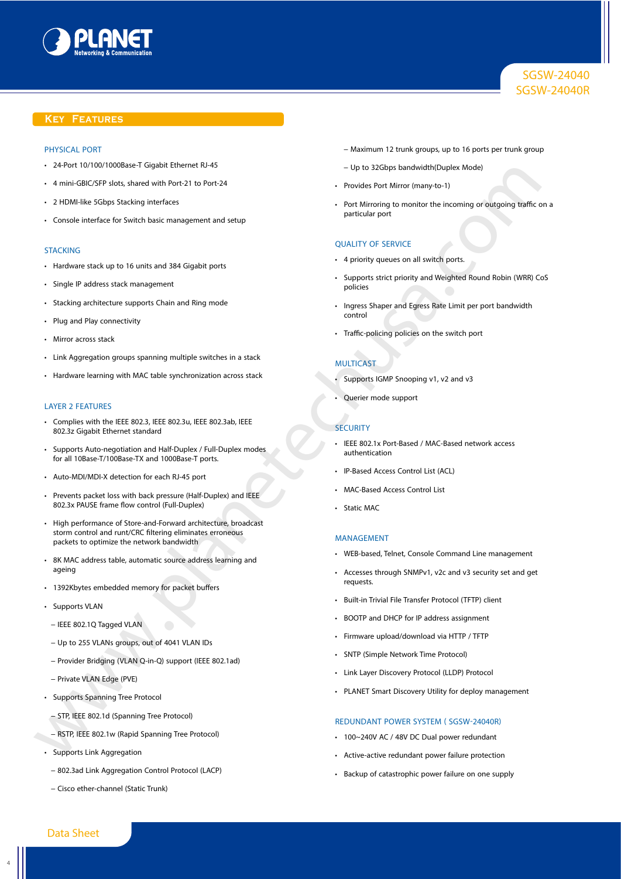## Key Features

### PHYSICAL PORT

- 24-Port 10/100/1000Base-T Gigabit Ethernet RJ-45
- 4 mini-GBIC/SFP slots, shared with Port-21 to Port-24
- 2 HDMI-like 5Gbps Stacking interfaces
- Console interface for Switch basic management and setup

### STACKING

- Hardware stack up to 16 units and 384 Gigabit ports
- Single IP address stack management
- Stacking architecture supports Chain and Ring mode
- Plug and Play connectivity
- Mirror across stack
- Link Aggregation groups spanning multiple switches in a stack
- Hardware learning with MAC table synchronization across stack

### LAYER 2 FEATURES

- Complies with the IEEE 802.3, IEEE 802.3u, IEEE 802.3ab, IEEE 802.3z Gigabit Ethernet standard
- Supports Auto-negotiation and Half-Duplex / Full-Duplex modes for all 10Base-T/100Base-TX and 1000Base-T ports.
- Auto-MDI/MDI-X detection for each RJ-45 port
- Prevents packet loss with back pressure (Half-Duplex) and IEEE 802.3x PAUSE frame flow control (Full-Duplex)
- High performance of Store-and-Forward architecture, broadcast storm control and runt/CRC filtering eliminates erroneous packets to optimize the network bandwidth
- 8K MAC address table, automatic source address learning and ageing
- 1392Kbytes embedded memory for packet buffers
- Supports VLAN
  - IEEE 802.1Q Tagged VLAN
  - Up to 255 VLANs groups, out of 4041 VLAN IDs
  - Provider Bridging (VLAN Q-in-Q) support (IEEE 802.1ad)
  - Private VLAN Edge (PVE)
- Supports Spanning Tree Protocol
  - STP, IEEE 802.1d (Spanning Tree Protocol)
  - RSTP, IEEE 802.1w (Rapid Spanning Tree Protocol)
- Supports Link Aggregation
  - 802.3ad Link Aggregation Control Protocol (LACP)
  - Cisco ether-channel (Static Trunk)
  - Maximum 12 trunk groups, up to 16 ports per trunk group
  - Up to 32Gbps bandwidth(Duplex Mode)
- Provides Port Mirror (many-to-1)
- Port Mirroring to monitor the incoming or outgoing traffic on a particular port

### QUALITY OF SERVICE

- 4 priority queues on all switch ports.
- Supports strict priority and Weighted Round Robin (WRR) CoS policies
- Ingress Shaper and Egress Rate Limit per port bandwidth control
- Traffic-policing policies on the switch port

### MULTICAST

- Supports IGMP Snooping v1, v2 and v3
- Querier mode support

### SECURITY

- IEEE 802.1x Port-Based / MAC-Based network access authentication
- IP-Based Access Control List (ACL)
- MAC-Based Access Control List
- Static MAC

### MANAGEMENT

- WEB-based, Telnet, Console Command Line management
- Accesses through SNMPv1, v2c and v3 security set and get requests.
- Built-in Trivial File Transfer Protocol (TFTP) client
- BOOTP and DHCP for IP address assignment
- Firmware upload/download via HTTP / TFTP
- SNTP (Simple Network Time Protocol)
- Link Layer Discovery Protocol (LLDP) Protocol
- PLANET Smart Discovery Utility for deploy management

### REDUNDANT POWER SYSTEM ( SGSW-24040R)

- 100~240V AC / 48V DC Dual power redundant
- Active-active redundant power failure protection
- Backup of catastrophic power failure on one supply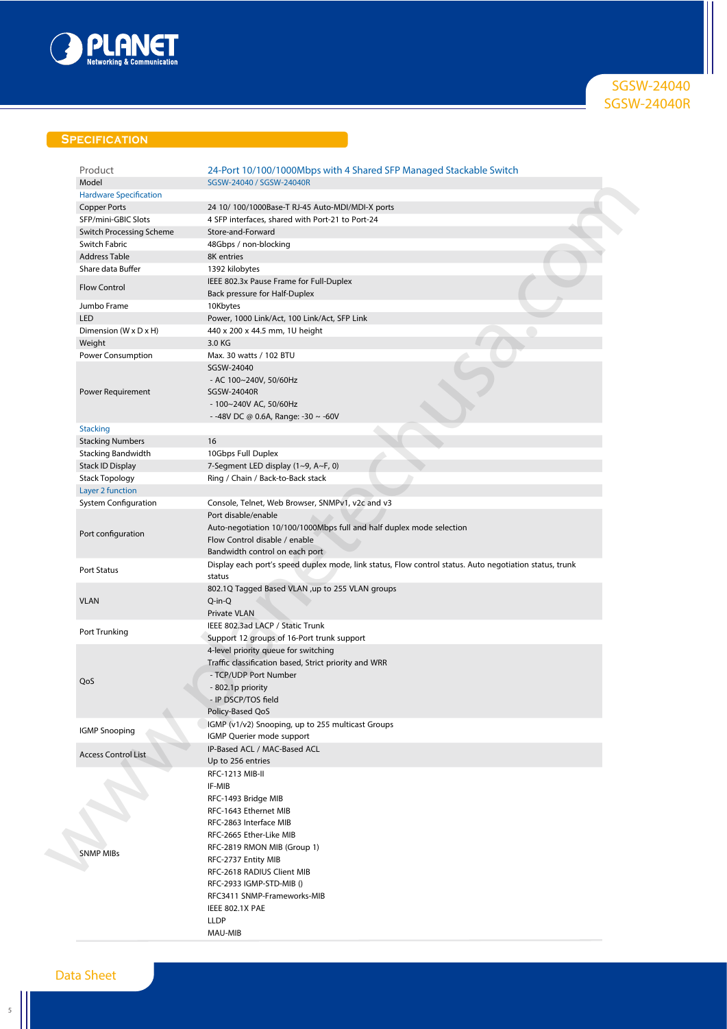## Specification

| Product | 24-Port 10/100/1000Mbps with 4 Shared SFP Managed Stackable Switch |
|---|---|
| Model | SGSW-24040 / SGSW-24040R |
| **Hardware Specification** | |
| Copper Ports | 24 10/ 100/1000Base-T RJ-45 Auto-MDI/MDI-X ports |
| SFP/mini-GBIC Slots | 4 SFP interfaces, shared with Port-21 to Port-24 |
| Switch Processing Scheme | Store-and-Forward |
| Switch Fabric | 48Gbps / non-blocking |
| Address Table | 8K entries |
| Share data Buffer | 1392 kilobytes |
| Flow Control | IEEE 802.3x Pause Frame for Full-Duplex<br>Back pressure for Half-Duplex |
| Jumbo Frame | 10Kbytes |
| LED | Power, 1000 Link/Act, 100 Link/Act, SFP Link |
| Dimension (W x D x H) | 440 x 200 x 44.5 mm, 1U height |
| Weight | 3.0 KG |
| Power Consumption | Max. 30 watts / 102 BTU |
| Power Requirement | SGSW-24040<br>- AC 100~240V, 50/60Hz<br>SGSW-24040R<br>- 100~240V AC, 50/60Hz<br>- -48V DC @ 0.6A, Range: -30 ~ -60V |
| **Stacking** | |
| Stacking Numbers | 16 |
| Stacking Bandwidth | 10Gbps Full Duplex |
| Stack ID Display | 7-Segment LED display (1~9, A~F, 0) |
| Stack Topology | Ring / Chain / Back-to-Back stack |
| **Layer 2 function** | |
| System Configuration | Console, Telnet, Web Browser, SNMPv1, v2c and v3 |
| Port configuration | Port disable/enable<br>Auto-negotiation 10/100/1000Mbps full and half duplex mode selection<br>Flow Control disable / enable<br>Bandwidth control on each port |
| Port Status | Display each port's speed duplex mode, link status, Flow control status. Auto negotiation status, trunk status |
| VLAN | 802.1Q Tagged Based VLAN ,up to 255 VLAN groups<br>Q-in-Q<br>Private VLAN |
| Port Trunking | IEEE 802.3ad LACP / Static Trunk<br>Support 12 groups of 16-Port trunk support |
| QoS | 4-level priority queue for switching<br>Traffic classification based, Strict priority and WRR<br>- TCP/UDP Port Number<br>- 802.1p priority<br>- IP DSCP/TOS field<br>Policy-Based QoS |
| IGMP Snooping | IGMP (v1/v2) Snooping, up to 255 multicast Groups<br>IGMP Querier mode support |
| Access Control List | IP-Based ACL / MAC-Based ACL<br>Up to 256 entries |
| SNMP MIBs | RFC-1213 MIB-II<br>IF-MIB<br>RFC-1493 Bridge MIB<br>RFC-1643 Ethernet MIB<br>RFC-2863 Interface MIB<br>RFC-2665 Ether-Like MIB<br>RFC-2819 RMON MIB (Group 1)<br>RFC-2737 Entity MIB<br>RFC-2618 RADIUS Client MIB<br>RFC-2933 IGMP-STD-MIB ()<br>RFC3411 SNMP-Frameworks-MIB<br>IEEE 802.1X PAE<br>LLDP<br>MAU-MIB |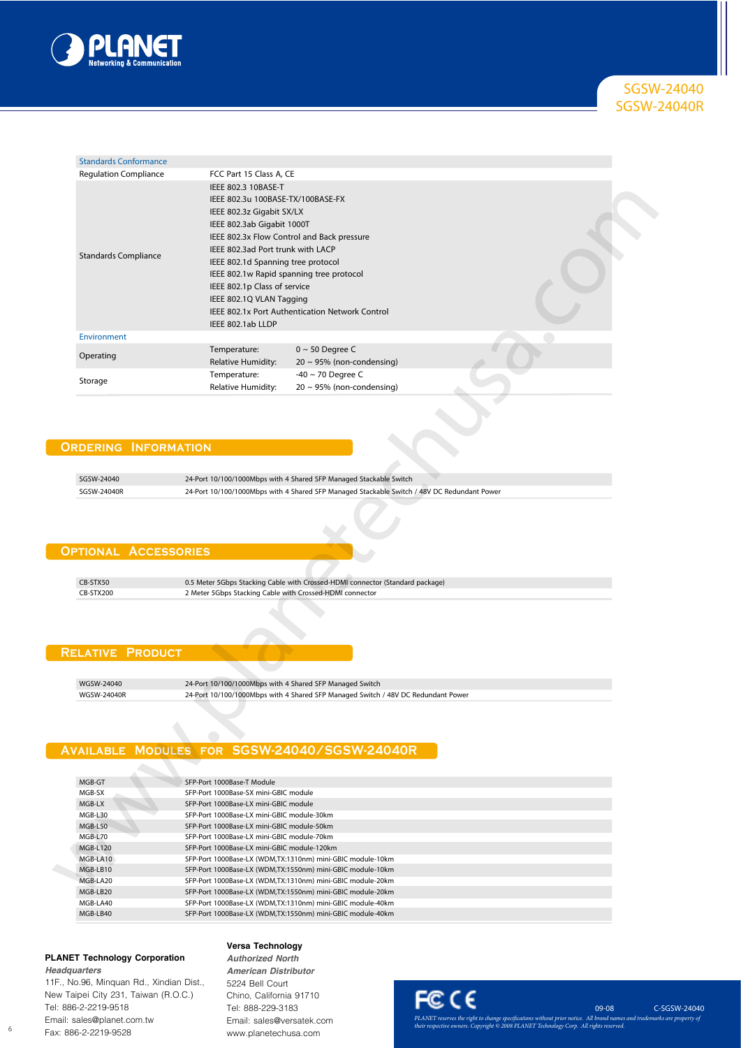| | | |
|---|---|---|
| Standards Conformance | | |
| Regulation Compliance | FCC Part 15 Class A, CE | |
| Standards Compliance | IEEE 802.3 10BASE-T<br>IEEE 802.3u 100BASE-TX/100BASE-FX<br>IEEE 802.3z Gigabit SX/LX<br>IEEE 802.3ab Gigabit 1000T<br>IEEE 802.3x Flow Control and Back pressure<br>IEEE 802.3ad Port trunk with LACP<br>IEEE 802.1d Spanning tree protocol<br>IEEE 802.1w Rapid spanning tree protocol<br>IEEE 802.1p Class of service<br>IEEE 802.1Q VLAN Tagging<br>IEEE 802.1x Port Authentication Network Control<br>IEEE 802.1ab LLDP | |
| Environment | | |
| Operating | Temperature:<br>Relative Humidity: | 0 ~ 50 Degree C<br>20 ~ 95% (non-condensing) |
| Storage | Temperature:<br>Relative Humidity: | -40 ~ 70 Degree C<br>20 ~ 95% (non-condensing) |

## Ordering Information

| | |
|---|---|
| SGSW-24040 | 24-Port 10/100/1000Mbps with 4 Shared SFP Managed Stackable Switch |
| SGSW-24040R | 24-Port 10/100/1000Mbps with 4 Shared SFP Managed Stackable Switch / 48V DC Redundant Power |

## Optional Accessories

| | |
|---|---|
| CB-STX50 | 0.5 Meter 5Gbps Stacking Cable with Crossed-HDMI connector (Standard package) |
| CB-STX200 | 2 Meter 5Gbps Stacking Cable with Crossed-HDMI connector |

## Relative Product

| | |
|---|---|
| WGSW-24040 | 24-Port 10/100/1000Mbps with 4 Shared SFP Managed Switch |
| WGSW-24040R | 24-Port 10/100/1000Mbps with 4 Shared SFP Managed Switch / 48V DC Redundant Power |

## Available Modules for SGSW-24040/SGSW-24040R

| | |
|---|---|
| MGB-GT | SFP-Port 1000Base-T Module |
| MGB-SX | SFP-Port 1000Base-SX mini-GBIC module |
| MGB-LX | SFP-Port 1000Base-LX mini-GBIC module |
| MGB-L30 | SFP-Port 1000Base-LX mini-GBIC module-30km |
| MGB-L50 | SFP-Port 1000Base-LX mini-GBIC module-50km |
| MGB-L70 | SFP-Port 1000Base-LX mini-GBIC module-70km |
| MGB-L120 | SFP-Port 1000Base-LX mini-GBIC module-120km |
| MGB-LA10 | SFP-Port 1000Base-LX (WDM,TX:1310nm) mini-GBIC module-10km |
| MGB-LB10 | SFP-Port 1000Base-LX (WDM,TX:1550nm) mini-GBIC module-10km |
| MGB-LA20 | SFP-Port 1000Base-LX (WDM,TX:1310nm) mini-GBIC module-20km |
| MGB-LB20 | SFP-Port 1000Base-LX (WDM,TX:1550nm) mini-GBIC module-20km |
| MGB-LA40 | SFP-Port 1000Base-LX (WDM,TX:1310nm) mini-GBIC module-40km |
| MGB-LB40 | SFP-Port 1000Base-LX (WDM,TX:1550nm) mini-GBIC module-40km |

**PLANET Technology Corporation**
*Headquarters*
11F., No.96, Minquan Rd., Xindian Dist.,
New Taipei City 231, Taiwan (R.O.C.)
Tel: 886-2-2219-9518
Email: sales@planet.com.tw
Fax: 886-2-2219-9528

**Versa Technology**
*Authorized North American Distributor*
5224 Bell Court
Chino, California 91710
Tel: 888-229-3183
Email: sales@versatek.com
www.planetechusa.com

09-08 C-SGSW-24040

*PLANET reserves the right to change specifications without prior notice. All brand names and trademarks are property of their respective owners. Copyright © 2008 PLANET Technology Corp. All rights reserved.*